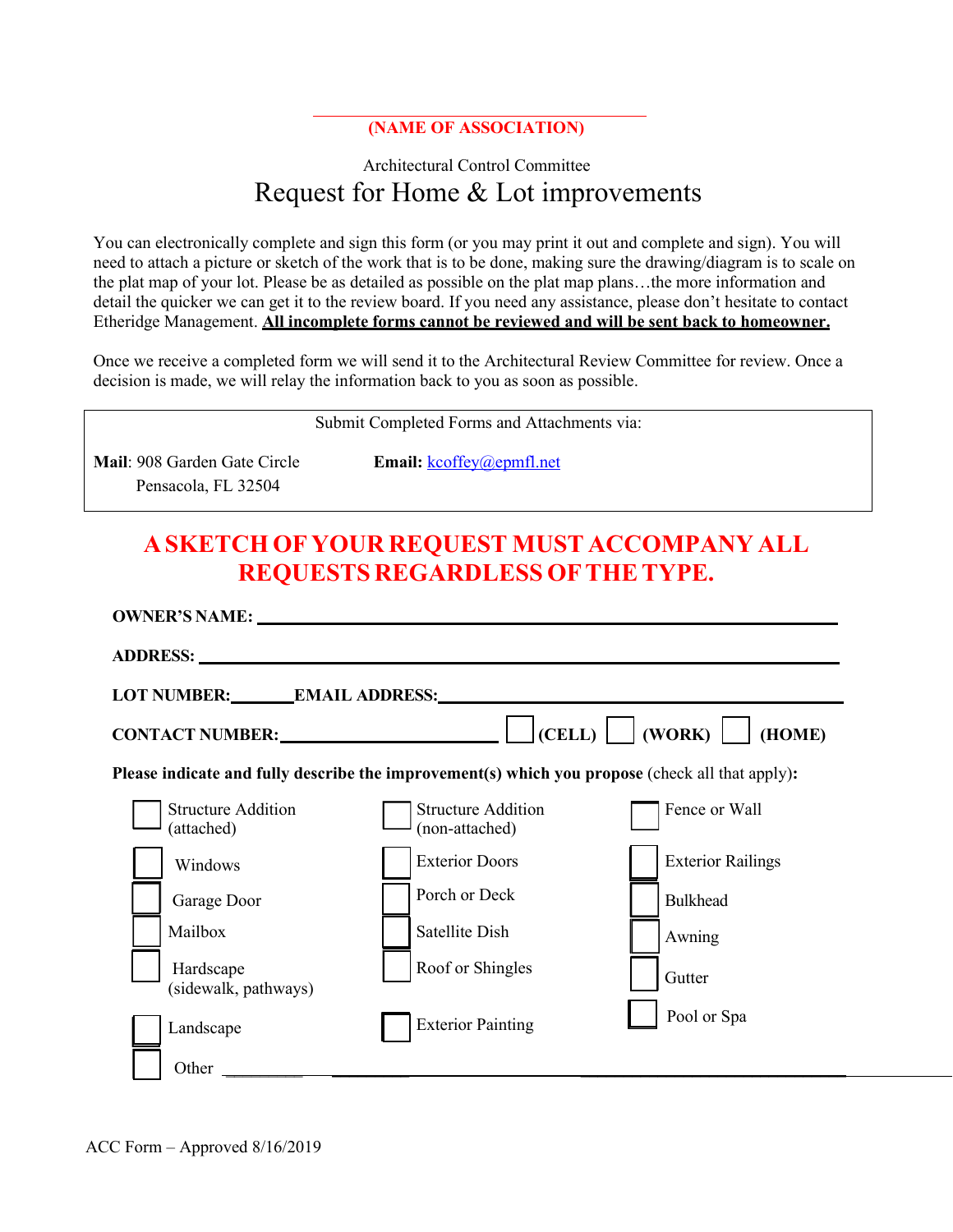**(NAME OF ASSOCIATION)**

Architectural Control Committee

# Request for Home & Lot improvements

You can electronically complete and sign this form (or you may print it out and complete and sign). You will need to attach a picture or sketch of the work that is to be done, making sure the drawing/diagram is to scale on the plat map of your lot. Please be as detailed as possible on the plat map plans…the more information and detail the quicker we can get it to the review board. If you need any assistance, please don't hesitate to contact Etheridge Management. **All incomplete forms cannot be reviewed and will be sent back to homeowner.**

Once we receive a completed form we will send it to the Architectural Review Committee for review. Once a decision is made, we will relay the information back to you as soon as possible.

Submit Completed Forms and Attachments via:

**Mail**: 908 Garden Gate Circle
Pensacola, FL 32504

**Email:** kcoffey@epmfl.net

## A SKETCH OF YOUR REQUEST MUST ACCOMPANY ALL REQUESTS REGARDLESS OF THE TYPE.

**OWNER'S NAME:** ______________________________

**ADDRESS:** ______________________________

**LOT NUMBER:**_______ **EMAIL ADDRESS:**______________________________

**CONTACT NUMBER:**______________________ ☐ **(CELL)** ☐ **(WORK)** ☐ **(HOME)**

**Please indicate and fully describe the improvement(s) which you propose** (check all that apply)**:**

| | | |
|---|---|---|
| ☐ Structure Addition (attached) | ☐ Structure Addition (non-attached) | ☐ Fence or Wall |
| ☐ Windows | ☐ Exterior Doors | ☐ Exterior Railings |
| ☐ Garage Door | ☐ Porch or Deck | ☐ Bulkhead |
| ☐ Mailbox | ☐ Satellite Dish | ☐ Awning |
| ☐ Hardscape (sidewalk, pathways) | ☐ Roof or Shingles | ☐ Gutter |
| ☐ Landscape | ☐ Exterior Painting | ☐ Pool or Spa |
| ☐ Other ______________________________ | | |

ACC Form – Approved 8/16/2019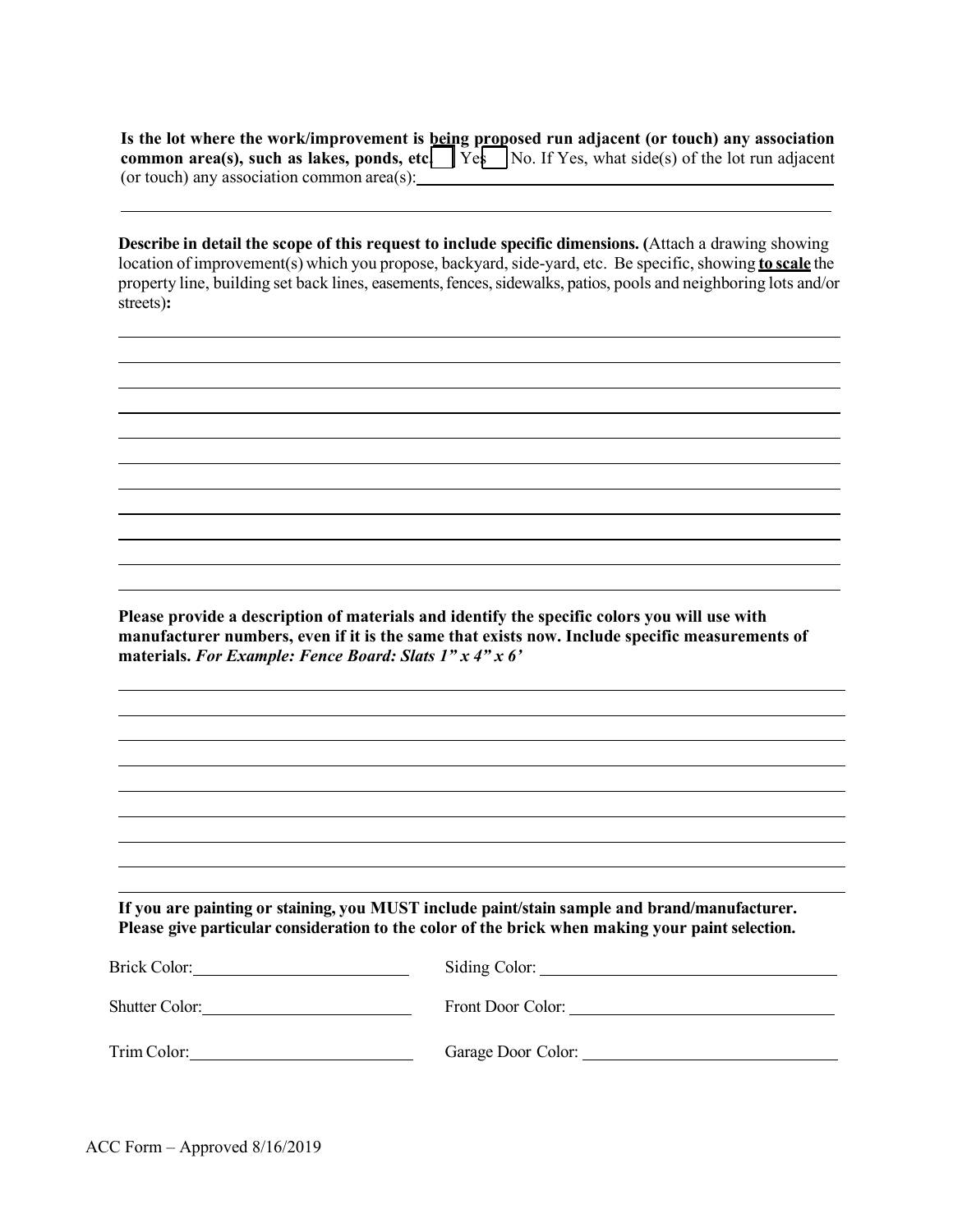**Is the lot where the work/improvement is being proposed run adjacent (or touch) any association common area(s), such as lakes, ponds, etc.** ☐ Yes ☐ No. If Yes, what side(s) of the lot run adjacent (or touch) any association common area(s): ______________________________

______________________________________________________________________

**Describe in detail the scope of this request to include specific dimensions. (**Attach a drawing showing location of improvement(s) which you propose, backyard, side-yard, etc. Be specific, showing **to scale** the property line, building set back lines, easements, fences, sidewalks, patios, pools and neighboring lots and/or streets)**:**

______________________________________________________________________

______________________________________________________________________

______________________________________________________________________

______________________________________________________________________

______________________________________________________________________

______________________________________________________________________

______________________________________________________________________

______________________________________________________________________

______________________________________________________________________

______________________________________________________________________

______________________________________________________________________

**Please provide a description of materials and identify the specific colors you will use with manufacturer numbers, even if it is the same that exists now. Include specific measurements of materials.** ***For Example: Fence Board: Slats 1" x 4" x 6'***

______________________________________________________________________

______________________________________________________________________

______________________________________________________________________

______________________________________________________________________

______________________________________________________________________

______________________________________________________________________

______________________________________________________________________

______________________________________________________________________

**If you are painting or staining, you MUST include paint/stain sample and brand/manufacturer. Please give particular consideration to the color of the brick when making your paint selection.**

Brick Color: ______________________ Siding Color: ______________________

Shutter Color: ______________________ Front Door Color: ______________________

Trim Color: ______________________ Garage Door Color: ______________________

ACC Form – Approved 8/16/2019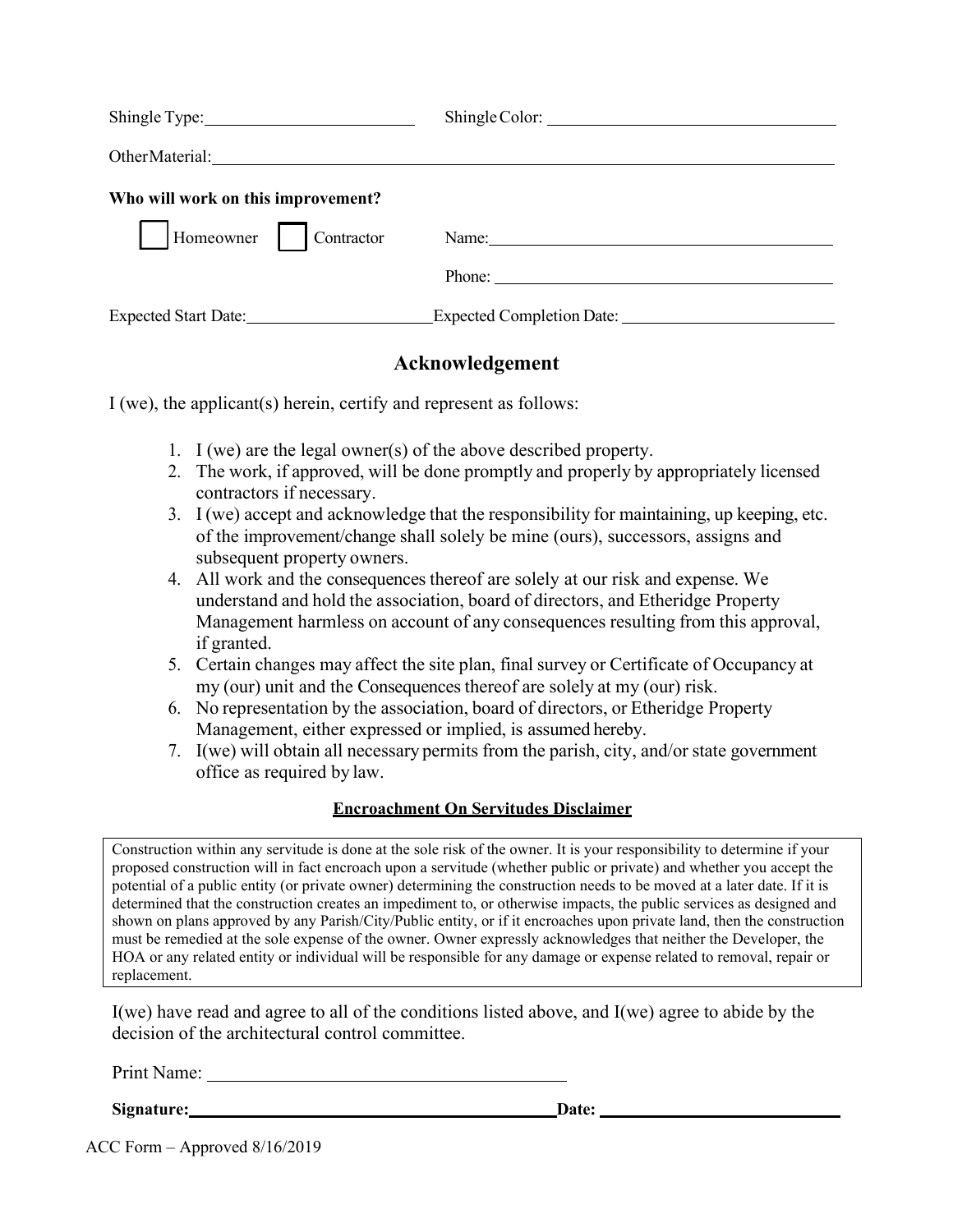Shingle Type: ______________________ Shingle Color: ______________________

Other Material: ______________________________________________

**Who will work on this improvement?**

☐ Homeowner ☐ Contractor Name: ______________________________

Phone: ______________________________

Expected Start Date: ______________________ Expected Completion Date: ______________________

## Acknowledgement

I (we), the applicant(s) herein, certify and represent as follows:

1. I (we) are the legal owner(s) of the above described property.
2. The work, if approved, will be done promptly and properly by appropriately licensed contractors if necessary.
3. I (we) accept and acknowledge that the responsibility for maintaining, up keeping, etc. of the improvement/change shall solely be mine (ours), successors, assigns and subsequent property owners.
4. All work and the consequences thereof are solely at our risk and expense. We understand and hold the association, board of directors, and Etheridge Property Management harmless on account of any consequences resulting from this approval, if granted.
5. Certain changes may affect the site plan, final survey or Certificate of Occupancy at my (our) unit and the Consequences thereof are solely at my (our) risk.
6. No representation by the association, board of directors, or Etheridge Property Management, either expressed or implied, is assumed hereby.
7. I(we) will obtain all necessary permits from the parish, city, and/or state government office as required by law.

**Encroachment On Servitudes Disclaimer**

Construction within any servitude is done at the sole risk of the owner. It is your responsibility to determine if your proposed construction will in fact encroach upon a servitude (whether public or private) and whether you accept the potential of a public entity (or private owner) determining the construction needs to be moved at a later date. If it is determined that the construction creates an impediment to, or otherwise impacts, the public services as designed and shown on plans approved by any Parish/City/Public entity, or if it encroaches upon private land, then the construction must be remedied at the sole expense of the owner. Owner expressly acknowledges that neither the Developer, the HOA or any related entity or individual will be responsible for any damage or expense related to removal, repair or replacement.

I(we) have read and agree to all of the conditions listed above, and I(we) agree to abide by the decision of the architectural control committee.

Print Name: ______________________________

**Signature:** ______________________________ **Date:** ______________________

ACC Form – Approved 8/16/2019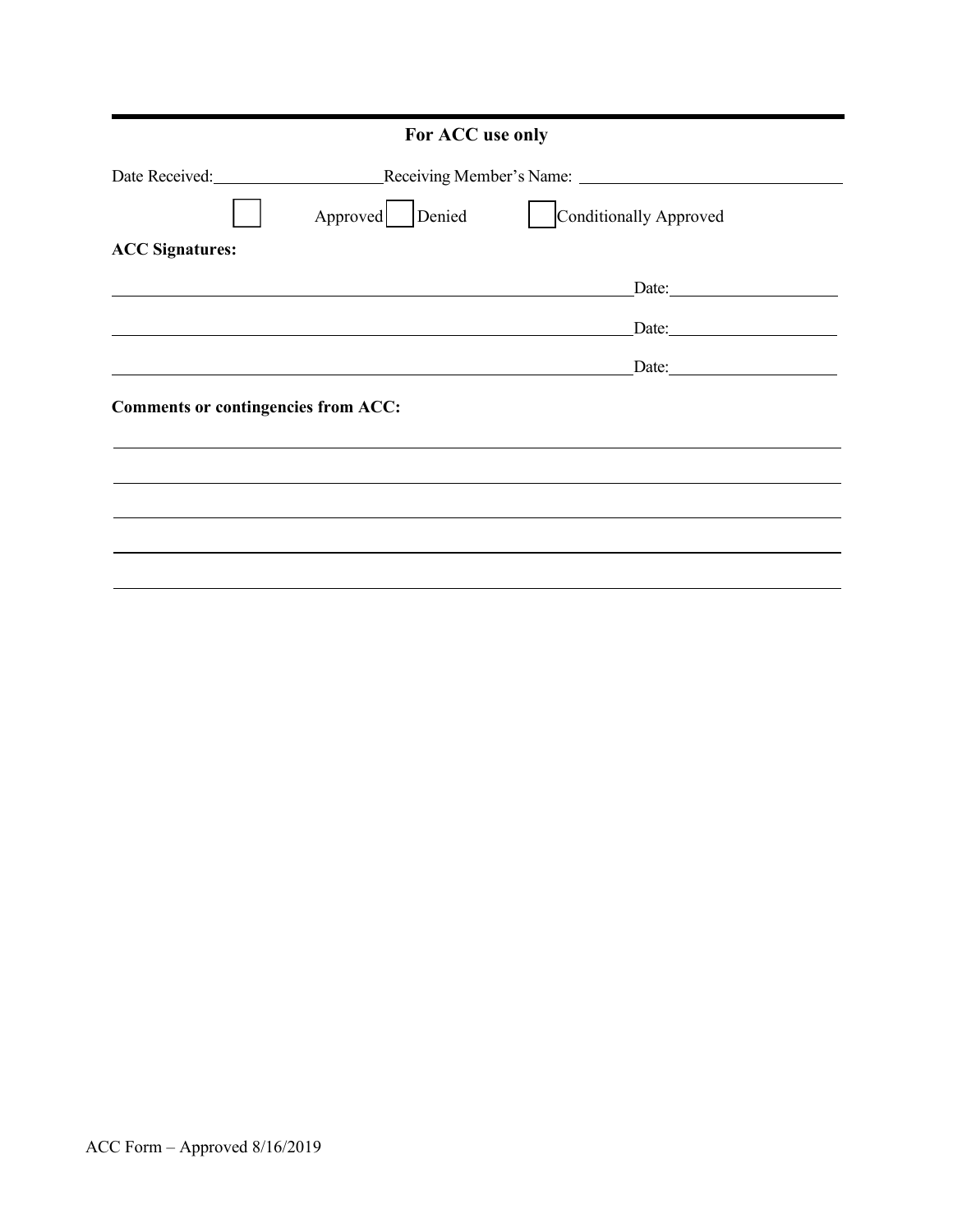## For ACC use only

Date Received:\_\_\_\_\_\_\_\_\_\_\_\_\_\_\_\_\_\_\_\_ Receiving Member's Name: \_\_\_\_\_\_\_\_\_\_\_\_\_\_\_\_\_\_\_\_\_\_\_\_\_\_\_\_\_\_

☐ Approved ☐ Denied ☐ Conditionally Approved

**ACC Signatures:**

\_\_\_\_\_\_\_\_\_\_\_\_\_\_\_\_\_\_\_\_\_\_\_\_\_\_\_\_\_\_\_\_\_\_\_\_\_\_\_\_\_\_\_\_\_\_\_\_\_\_\_\_\_\_\_\_\_\_\_\_ Date:\_\_\_\_\_\_\_\_\_\_\_\_\_\_\_\_\_\_\_\_

\_\_\_\_\_\_\_\_\_\_\_\_\_\_\_\_\_\_\_\_\_\_\_\_\_\_\_\_\_\_\_\_\_\_\_\_\_\_\_\_\_\_\_\_\_\_\_\_\_\_\_\_\_\_\_\_\_\_\_\_ Date:\_\_\_\_\_\_\_\_\_\_\_\_\_\_\_\_\_\_\_\_

\_\_\_\_\_\_\_\_\_\_\_\_\_\_\_\_\_\_\_\_\_\_\_\_\_\_\_\_\_\_\_\_\_\_\_\_\_\_\_\_\_\_\_\_\_\_\_\_\_\_\_\_\_\_\_\_\_\_\_\_ Date:\_\_\_\_\_\_\_\_\_\_\_\_\_\_\_\_\_\_\_\_

**Comments or contingencies from ACC:**

\_\_\_\_\_\_\_\_\_\_\_\_\_\_\_\_\_\_\_\_\_\_\_\_\_\_\_\_\_\_\_\_\_\_\_\_\_\_\_\_\_\_\_\_\_\_\_\_\_\_\_\_\_\_\_\_\_\_\_\_\_\_\_\_\_\_\_\_\_\_\_\_\_\_\_\_\_\_\_\_\_\_\_\_\_\_\_\_\_\_\_\_

\_\_\_\_\_\_\_\_\_\_\_\_\_\_\_\_\_\_\_\_\_\_\_\_\_\_\_\_\_\_\_\_\_\_\_\_\_\_\_\_\_\_\_\_\_\_\_\_\_\_\_\_\_\_\_\_\_\_\_\_\_\_\_\_\_\_\_\_\_\_\_\_\_\_\_\_\_\_\_\_\_\_\_\_\_\_\_\_\_\_\_\_

\_\_\_\_\_\_\_\_\_\_\_\_\_\_\_\_\_\_\_\_\_\_\_\_\_\_\_\_\_\_\_\_\_\_\_\_\_\_\_\_\_\_\_\_\_\_\_\_\_\_\_\_\_\_\_\_\_\_\_\_\_\_\_\_\_\_\_\_\_\_\_\_\_\_\_\_\_\_\_\_\_\_\_\_\_\_\_\_\_\_\_\_

\_\_\_\_\_\_\_\_\_\_\_\_\_\_\_\_\_\_\_\_\_\_\_\_\_\_\_\_\_\_\_\_\_\_\_\_\_\_\_\_\_\_\_\_\_\_\_\_\_\_\_\_\_\_\_\_\_\_\_\_\_\_\_\_\_\_\_\_\_\_\_\_\_\_\_\_\_\_\_\_\_\_\_\_\_\_\_\_\_\_\_\_

\_\_\_\_\_\_\_\_\_\_\_\_\_\_\_\_\_\_\_\_\_\_\_\_\_\_\_\_\_\_\_\_\_\_\_\_\_\_\_\_\_\_\_\_\_\_\_\_\_\_\_\_\_\_\_\_\_\_\_\_\_\_\_\_\_\_\_\_\_\_\_\_\_\_\_\_\_\_\_\_\_\_\_\_\_\_\_\_\_\_\_\_

ACC Form – Approved 8/16/2019